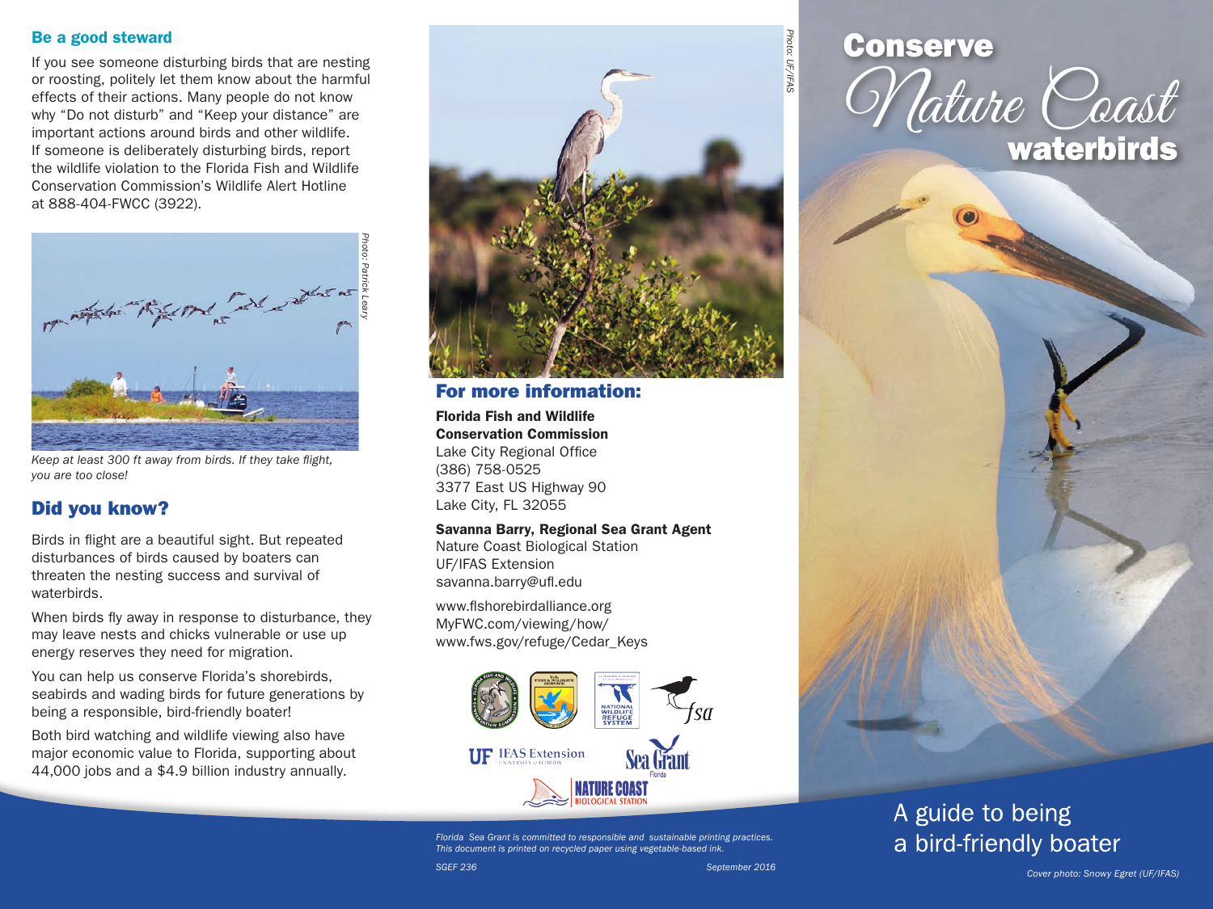## Be a good steward

If you see someone disturbing birds that are nesting or roosting, politely let them know about the harmful effects of their actions. Many people do not know why "Do not disturb" and "Keep your distance" are important actions around birds and other wildlife. If someone is deliberately disturbing birds, report the wildlife violation to the Florida Fish and Wildlife Conservation Commission's Wildlife Alert Hotline at 888-404-FWCC (3922).

Photo: Patrick Leary

*Keep at least 300 ft away from birds. If they take flight, you are too close!*

## Did you know?

Birds in flight are a beautiful sight. But repeated disturbances of birds caused by boaters can threaten the nesting success and survival of waterbirds.

When birds fly away in response to disturbance, they may leave nests and chicks vulnerable or use up energy reserves they need for migration.

You can help us conserve Florida's shorebirds, seabirds and wading birds for future generations by being a responsible, bird-friendly boater!

Both bird watching and wildlife viewing also have major economic value to Florida, supporting about 44,000 jobs and a $4.9 billion industry annually.

Photo: UF/IFAS

## For more information:

**Florida Fish and Wildlife Conservation Commission**
Lake City Regional Office
(386) 758-0525
3377 East US Highway 90
Lake City, FL 32055

**Savanna Barry, Regional Sea Grant Agent**
Nature Coast Biological Station
UF/IFAS Extension
savanna.barry@ufl.edu

www.flshorebirdalliance.org
MyFWC.com/viewing/how/
www.fws.gov/refuge/Cedar_Keys

*Florida Sea Grant is committed to responsible and sustainable printing practices. This document is printed on recycled paper using vegetable-based ink.*

*SGEF 236* *September 2016*

# Conserve Nature Coast waterbirds

## A guide to being a bird-friendly boater

*Cover photo: Snowy Egret (UF/IFAS)*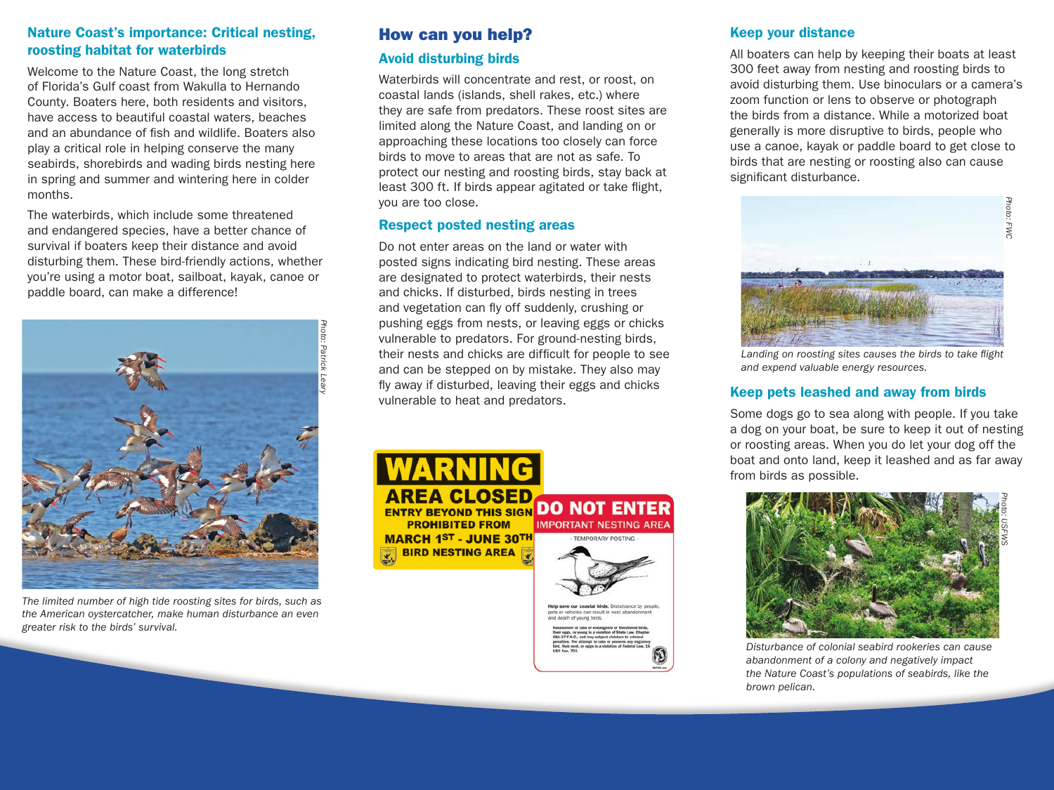## Nature Coast's importance: Critical nesting, roosting habitat for waterbirds

Welcome to the Nature Coast, the long stretch of Florida's Gulf coast from Wakulla to Hernando County. Boaters here, both residents and visitors, have access to beautiful coastal waters, beaches and an abundance of fish and wildlife. Boaters also play a critical role in helping conserve the many seabirds, shorebirds and wading birds nesting here in spring and summer and wintering here in colder months.

The waterbirds, which include some threatened and endangered species, have a better chance of survival if boaters keep their distance and avoid disturbing them. These bird-friendly actions, whether you're using a motor boat, sailboat, kayak, canoe or paddle board, can make a difference!

Photo: Patrick Leary

*The limited number of high tide roosting sites for birds, such as the American oystercatcher, make human disturbance an even greater risk to the birds' survival.*

# How can you help?

## Avoid disturbing birds

Waterbirds will concentrate and rest, or roost, on coastal lands (islands, shell rakes, etc.) where they are safe from predators. These roost sites are limited along the Nature Coast, and landing on or approaching these locations too closely can force birds to move to areas that are not as safe. To protect our nesting and roosting birds, stay back at least 300 ft. If birds appear agitated or take flight, you are too close.

## Respect posted nesting areas

Do not enter areas on the land or water with posted signs indicating bird nesting. These areas are designated to protect waterbirds, their nests and chicks. If disturbed, birds nesting in trees and vegetation can fly off suddenly, crushing or pushing eggs from nests, or leaving eggs or chicks vulnerable to predators. For ground-nesting birds, their nests and chicks are difficult for people to see and can be stepped on by mistake. They also may fly away if disturbed, leaving their eggs and chicks vulnerable to heat and predators.

WARNING
AREA CLOSED
ENTRY BEYOND THIS SIGN PROHIBITED FROM MARCH 1ST - JUNE 30TH
BIRD NESTING AREA

DO NOT ENTER
IMPORTANT NESTING AREA
- TEMPORARY POSTING -

**Help save our coastal birds.** Disturbance by people, pets or vehicles can result in nest abandonment and death of young birds.

Harassment or take of endangered or threatened birds, their eggs, or young is a violation of State Law, Chapter 68A-27 F.A.C., and may subject violators to criminal penalties. The attempt to take or possess any migratory bird, their nest, or eggs is a violation of Federal Law, 16 USC Sec. 703.

## Keep your distance

All boaters can help by keeping their boats at least 300 feet away from nesting and roosting birds to avoid disturbing them. Use binoculars or a camera's zoom function or lens to observe or photograph the birds from a distance. While a motorized boat generally is more disruptive to birds, people who use a canoe, kayak or paddle board to get close to birds that are nesting or roosting also can cause significant disturbance.

Photo: FWC

*Landing on roosting sites causes the birds to take flight and expend valuable energy resources.*

## Keep pets leashed and away from birds

Some dogs go to sea along with people. If you take a dog on your boat, be sure to keep it out of nesting or roosting areas. When you do let your dog off the boat and onto land, keep it leashed and as far away from birds as possible.

Photo: USFWS

*Disturbance of colonial seabird rookeries can cause abandonment of a colony and negatively impact the Nature Coast's populations of seabirds, like the brown pelican.*